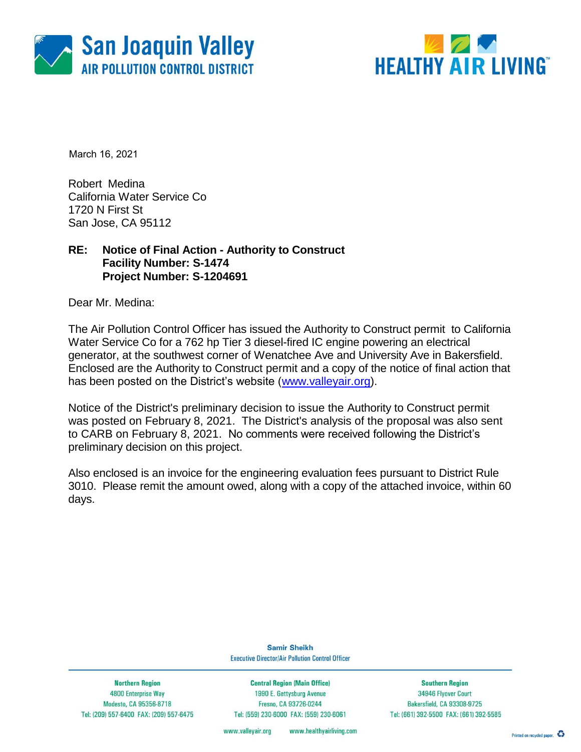San Joaquin Valley
AIR POLLUTION CONTROL DISTRICT

HEALTHY AIR LIVING™

March 16, 2021

Robert Medina
California Water Service Co
1720 N First St
San Jose, CA 95112

**RE: Notice of Final Action - Authority to Construct**
**Facility Number: S-1474**
**Project Number: S-1204691**

Dear Mr. Medina:

The Air Pollution Control Officer has issued the Authority to Construct permit to California Water Service Co for a 762 hp Tier 3 diesel-fired IC engine powering an electrical generator, at the southwest corner of Wenatchee Ave and University Ave in Bakersfield. Enclosed are the Authority to Construct permit and a copy of the notice of final action that has been posted on the District's website (www.valleyair.org).

Notice of the District's preliminary decision to issue the Authority to Construct permit was posted on February 8, 2021. The District's analysis of the proposal was also sent to CARB on February 8, 2021. No comments were received following the District's preliminary decision on this project.

Also enclosed is an invoice for the engineering evaluation fees pursuant to District Rule 3010. Please remit the amount owed, along with a copy of the attached invoice, within 60 days.

**Samir Sheikh**
Executive Director/Air Pollution Control Officer

| Northern Region | Central Region (Main Office) | Southern Region |
|---|---|---|
| 4800 Enterprise Way | 1990 E. Gettysburg Avenue | 34946 Flyover Court |
| Modesto, CA 95356-8718 | Fresno, CA 93726-0244 | Bakersfield, CA 93308-9725 |
| Tel: (209) 557-6400 FAX: (209) 557-6475 | Tel: (559) 230-6000 FAX: (559) 230-6061 | Tel: (661) 392-5500 FAX: (661) 392-5585 |

www.valleyair.org www.healthyairliving.com

Printed on recycled paper.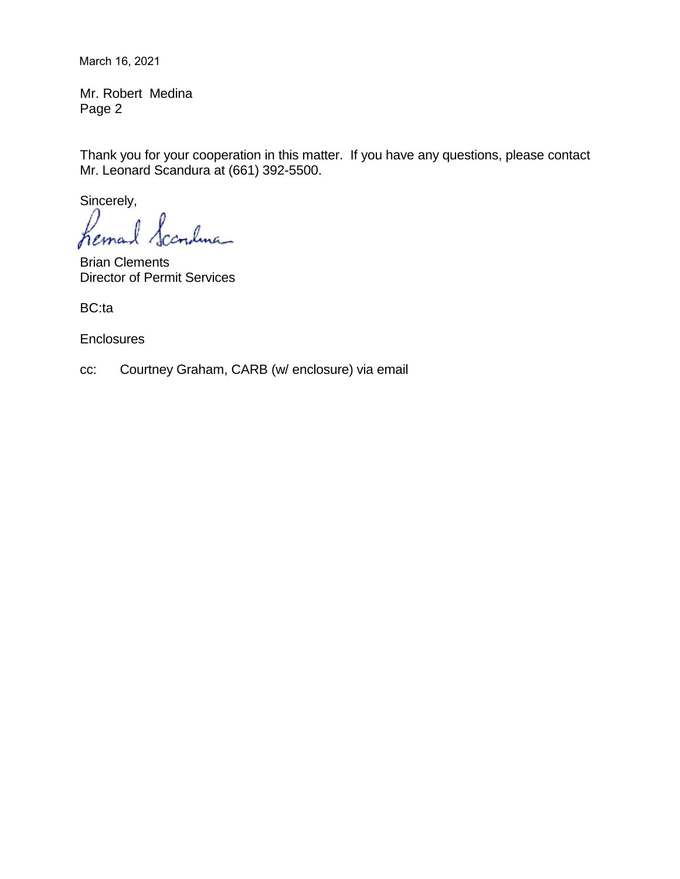March 16, 2021

Mr. Robert Medina

Thank you for your cooperation in this matter. If you have any questions, please contact Mr. Leonard Scandura at (661) 392-5500.

Sincerely,

Brian Clements
Director of Permit Services

BC:ta

Enclosures

cc: Courtney Graham, CARB (w/ enclosure) via email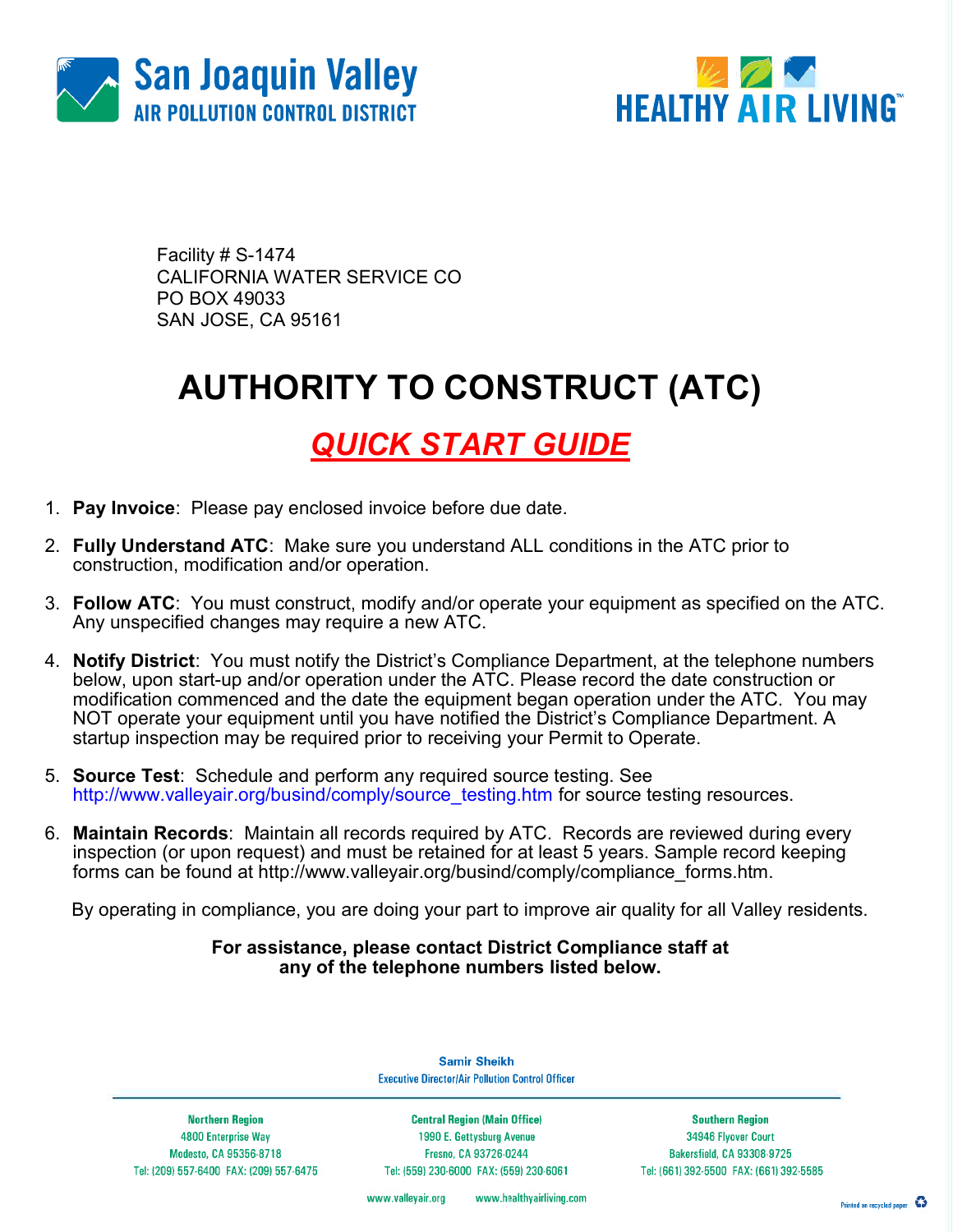San Joaquin Valley
AIR POLLUTION CONTROL DISTRICT

HEALTHY AIR LIVING™

Facility # S-1474
CALIFORNIA WATER SERVICE CO
PO BOX 49033
SAN JOSE, CA 95161

# AUTHORITY TO CONSTRUCT (ATC)

## *QUICK START GUIDE*

1. **Pay Invoice**: Please pay enclosed invoice before due date.
2. **Fully Understand ATC**: Make sure you understand ALL conditions in the ATC prior to construction, modification and/or operation.
3. **Follow ATC**: You must construct, modify and/or operate your equipment as specified on the ATC. Any unspecified changes may require a new ATC.
4. **Notify District**: You must notify the District's Compliance Department, at the telephone numbers below, upon start-up and/or operation under the ATC. Please record the date construction or modification commenced and the date the equipment began operation under the ATC. You may NOT operate your equipment until you have notified the District's Compliance Department. A startup inspection may be required prior to receiving your Permit to Operate.
5. **Source Test**: Schedule and perform any required source testing. See http://www.valleyair.org/busind/comply/source_testing.htm for source testing resources.
6. **Maintain Records**: Maintain all records required by ATC. Records are reviewed during every inspection (or upon request) and must be retained for at least 5 years. Sample record keeping forms can be found at http://www.valleyair.org/busind/comply/compliance_forms.htm.

By operating in compliance, you are doing your part to improve air quality for all Valley residents.

**For assistance, please contact District Compliance staff at any of the telephone numbers listed below.**

Samir Sheikh
Executive Director/Air Pollution Control Officer

| Northern Region | Central Region (Main Office) | Southern Region |
| --- | --- | --- |
| 4800 Enterprise Way | 1990 E. Gettysburg Avenue | 34946 Flyover Court |
| Modesto, CA 95356-8718 | Fresno, CA 93726-0244 | Bakersfield, CA 93308-9725 |
| Tel: (209) 557-6400 FAX: (209) 557-6475 | Tel: (559) 230-6000 FAX: (559) 230-6061 | Tel: (661) 392-5500 FAX: (661) 392-5585 |

www.valleyair.org www.healthyairliving.com

Printed on recycled paper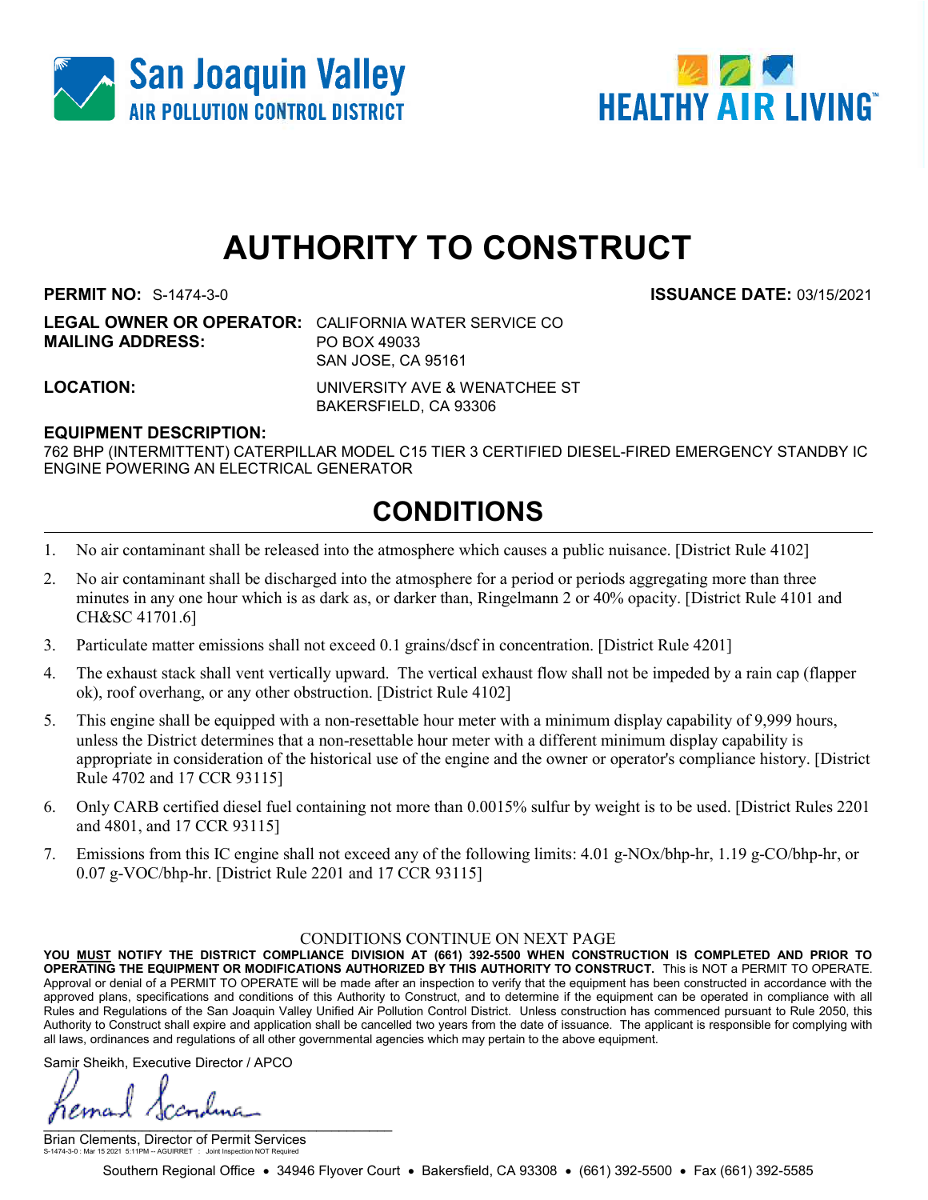San Joaquin Valley
AIR POLLUTION CONTROL DISTRICT

HEALTHY AIR LIVING™

# AUTHORITY TO CONSTRUCT

**PERMIT NO:** S-1474-3-0 **ISSUANCE DATE:** 03/15/2021

**LEGAL OWNER OR OPERATOR:** CALIFORNIA WATER SERVICE CO
**MAILING ADDRESS:** PO BOX 49033
SAN JOSE, CA 95161

**LOCATION:** UNIVERSITY AVE & WENATCHEE ST
BAKERSFIELD, CA 93306

**EQUIPMENT DESCRIPTION:**
762 BHP (INTERMITTENT) CATERPILLAR MODEL C15 TIER 3 CERTIFIED DIESEL-FIRED EMERGENCY STANDBY IC ENGINE POWERING AN ELECTRICAL GENERATOR

## CONDITIONS

1. No air contaminant shall be released into the atmosphere which causes a public nuisance. [District Rule 4102]
2. No air contaminant shall be discharged into the atmosphere for a period or periods aggregating more than three minutes in any one hour which is as dark as, or darker than, Ringelmann 2 or 40% opacity. [District Rule 4101 and CH&SC 41701.6]
3. Particulate matter emissions shall not exceed 0.1 grains/dscf in concentration. [District Rule 4201]
4. The exhaust stack shall vent vertically upward. The vertical exhaust flow shall not be impeded by a rain cap (flapper ok), roof overhang, or any other obstruction. [District Rule 4102]
5. This engine shall be equipped with a non-resettable hour meter with a minimum display capability of 9,999 hours, unless the District determines that a non-resettable hour meter with a different minimum display capability is appropriate in consideration of the historical use of the engine and the owner or operator's compliance history. [District Rule 4702 and 17 CCR 93115]
6. Only CARB certified diesel fuel containing not more than 0.0015% sulfur by weight is to be used. [District Rules 2201 and 4801, and 17 CCR 93115]
7. Emissions from this IC engine shall not exceed any of the following limits: 4.01 g-NOx/bhp-hr, 1.19 g-CO/bhp-hr, or 0.07 g-VOC/bhp-hr. [District Rule 2201 and 17 CCR 93115]

CONDITIONS CONTINUE ON NEXT PAGE

**YOU MUST NOTIFY THE DISTRICT COMPLIANCE DIVISION AT (661) 392-5500 WHEN CONSTRUCTION IS COMPLETED AND PRIOR TO OPERATING THE EQUIPMENT OR MODIFICATIONS AUTHORIZED BY THIS AUTHORITY TO CONSTRUCT.** This is NOT a PERMIT TO OPERATE. Approval or denial of a PERMIT TO OPERATE will be made after an inspection to verify that the equipment has been constructed in accordance with the approved plans, specifications and conditions of this Authority to Construct, and to determine if the equipment can be operated in compliance with all Rules and Regulations of the San Joaquin Valley Unified Air Pollution Control District. Unless construction has commenced pursuant to Rule 2050, this Authority to Construct shall expire and application shall be cancelled two years from the date of issuance. The applicant is responsible for complying with all laws, ordinances and regulations of all other governmental agencies which may pertain to the above equipment.

Samir Sheikh, Executive Director / APCO

Brian Clements, Director of Permit Services

S-1474-3-0 : Mar 15 2021 5:11PM -- AGUIRRET : Joint Inspection NOT Required

Southern Regional Office • 34946 Flyover Court • Bakersfield, CA 93308 • (661) 392-5500 • Fax (661) 392-5585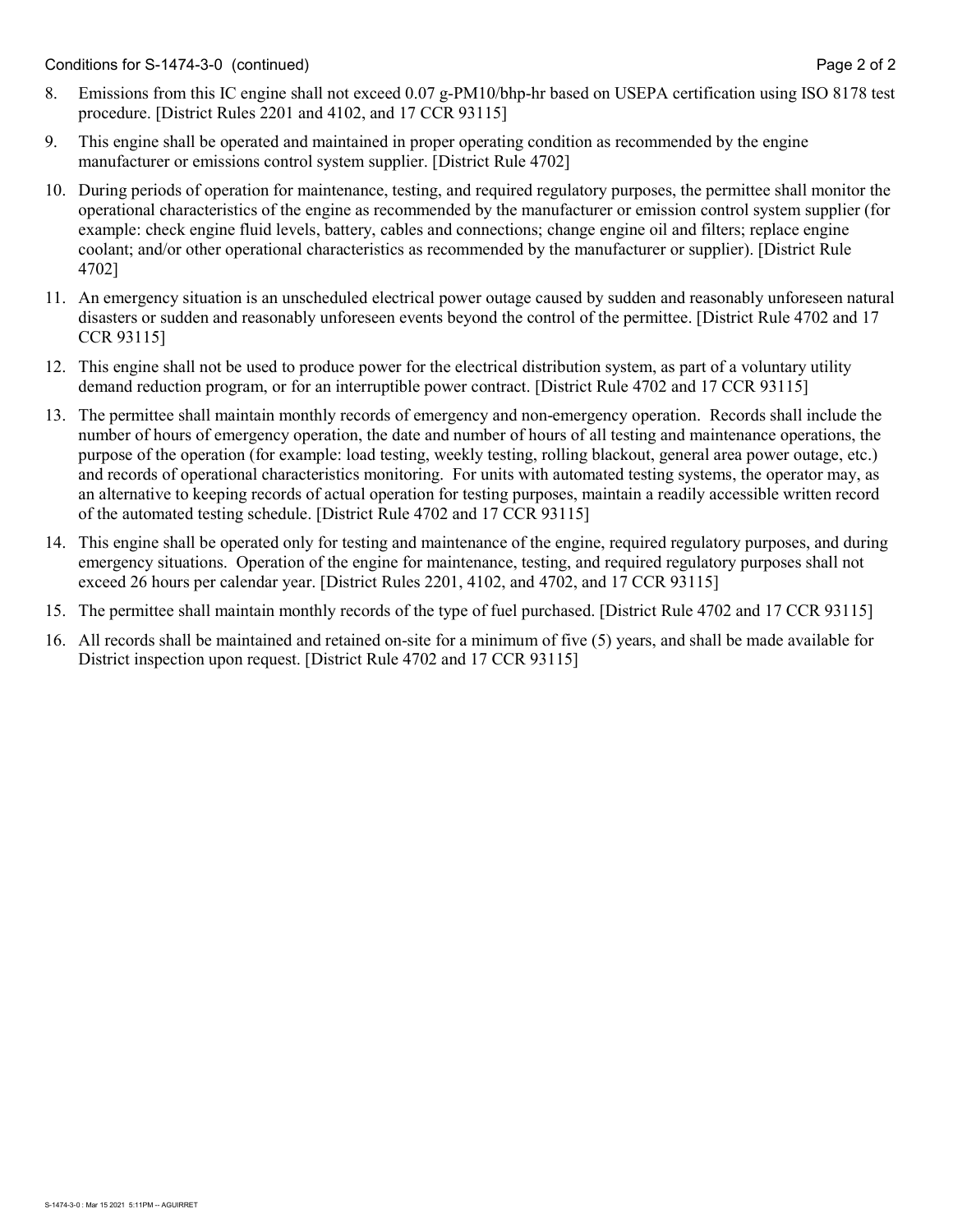8. Emissions from this IC engine shall not exceed 0.07 g-PM10/bhp-hr based on USEPA certification using ISO 8178 test procedure. [District Rules 2201 and 4102, and 17 CCR 93115]

9. This engine shall be operated and maintained in proper operating condition as recommended by the engine manufacturer or emissions control system supplier. [District Rule 4702]

10. During periods of operation for maintenance, testing, and required regulatory purposes, the permittee shall monitor the operational characteristics of the engine as recommended by the manufacturer or emission control system supplier (for example: check engine fluid levels, battery, cables and connections; change engine oil and filters; replace engine coolant; and/or other operational characteristics as recommended by the manufacturer or supplier). [District Rule 4702]

11. An emergency situation is an unscheduled electrical power outage caused by sudden and reasonably unforeseen natural disasters or sudden and reasonably unforeseen events beyond the control of the permittee. [District Rule 4702 and 17 CCR 93115]

12. This engine shall not be used to produce power for the electrical distribution system, as part of a voluntary utility demand reduction program, or for an interruptible power contract. [District Rule 4702 and 17 CCR 93115]

13. The permittee shall maintain monthly records of emergency and non-emergency operation. Records shall include the number of hours of emergency operation, the date and number of hours of all testing and maintenance operations, the purpose of the operation (for example: load testing, weekly testing, rolling blackout, general area power outage, etc.) and records of operational characteristics monitoring. For units with automated testing systems, the operator may, as an alternative to keeping records of actual operation for testing purposes, maintain a readily accessible written record of the automated testing schedule. [District Rule 4702 and 17 CCR 93115]

14. This engine shall be operated only for testing and maintenance of the engine, required regulatory purposes, and during emergency situations. Operation of the engine for maintenance, testing, and required regulatory purposes shall not exceed 26 hours per calendar year. [District Rules 2201, 4102, and 4702, and 17 CCR 93115]

15. The permittee shall maintain monthly records of the type of fuel purchased. [District Rule 4702 and 17 CCR 93115]

16. All records shall be maintained and retained on-site for a minimum of five (5) years, and shall be made available for District inspection upon request. [District Rule 4702 and 17 CCR 93115]